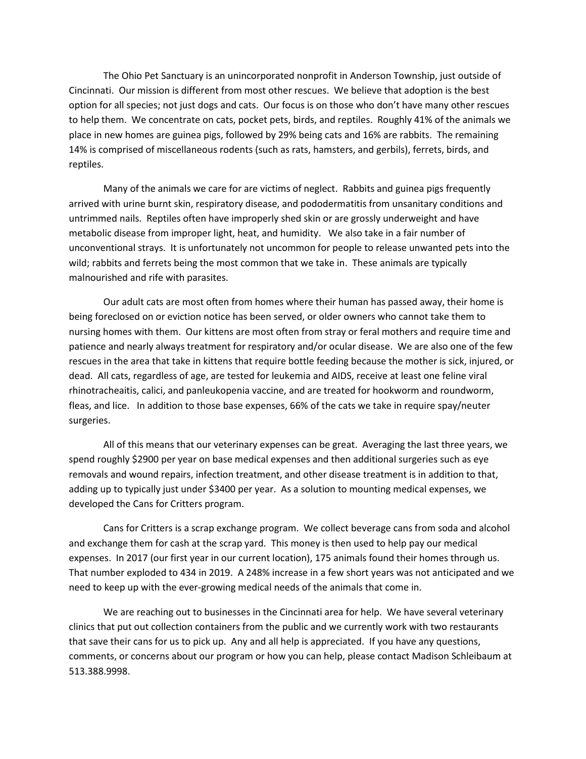The Ohio Pet Sanctuary is an unincorporated nonprofit in Anderson Township, just outside of Cincinnati. Our mission is different from most other rescues. We believe that adoption is the best option for all species; not just dogs and cats. Our focus is on those who don't have many other rescues to help them. We concentrate on cats, pocket pets, birds, and reptiles. Roughly 41% of the animals we place in new homes are guinea pigs, followed by 29% being cats and 16% are rabbits. The remaining 14% is comprised of miscellaneous rodents (such as rats, hamsters, and gerbils), ferrets, birds, and reptiles.

Many of the animals we care for are victims of neglect. Rabbits and guinea pigs frequently arrived with urine burnt skin, respiratory disease, and pododermatitis from unsanitary conditions and untrimmed nails. Reptiles often have improperly shed skin or are grossly underweight and have metabolic disease from improper light, heat, and humidity. We also take in a fair number of unconventional strays. It is unfortunately not uncommon for people to release unwanted pets into the wild; rabbits and ferrets being the most common that we take in. These animals are typically malnourished and rife with parasites.

Our adult cats are most often from homes where their human has passed away, their home is being foreclosed on or eviction notice has been served, or older owners who cannot take them to nursing homes with them. Our kittens are most often from stray or feral mothers and require time and patience and nearly always treatment for respiratory and/or ocular disease. We are also one of the few rescues in the area that take in kittens that require bottle feeding because the mother is sick, injured, or dead. All cats, regardless of age, are tested for leukemia and AIDS, receive at least one feline viral rhinotracheaitis, calici, and panleukopenia vaccine, and are treated for hookworm and roundworm, fleas, and lice. In addition to those base expenses, 66% of the cats we take in require spay/neuter surgeries.

All of this means that our veterinary expenses can be great. Averaging the last three years, we spend roughly $2900 per year on base medical expenses and then additional surgeries such as eye removals and wound repairs, infection treatment, and other disease treatment is in addition to that, adding up to typically just under $3400 per year. As a solution to mounting medical expenses, we developed the Cans for Critters program.

Cans for Critters is a scrap exchange program. We collect beverage cans from soda and alcohol and exchange them for cash at the scrap yard. This money is then used to help pay our medical expenses. In 2017 (our first year in our current location), 175 animals found their homes through us. That number exploded to 434 in 2019. A 248% increase in a few short years was not anticipated and we need to keep up with the ever-growing medical needs of the animals that come in.

We are reaching out to businesses in the Cincinnati area for help. We have several veterinary clinics that put out collection containers from the public and we currently work with two restaurants that save their cans for us to pick up. Any and all help is appreciated. If you have any questions, comments, or concerns about our program or how you can help, please contact Madison Schleibaum at 513.388.9998.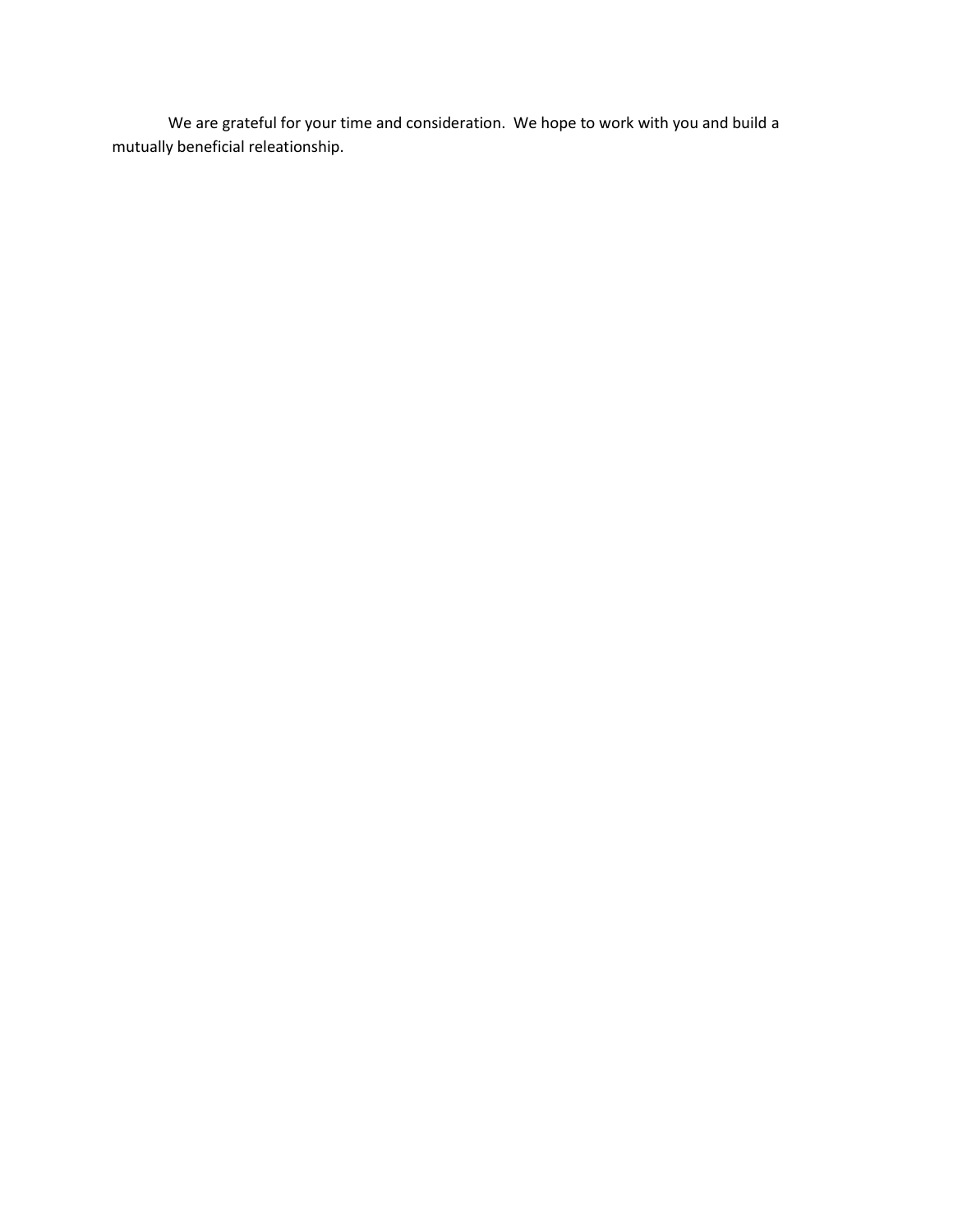We are grateful for your time and consideration. We hope to work with you and build a mutually beneficial releationship.